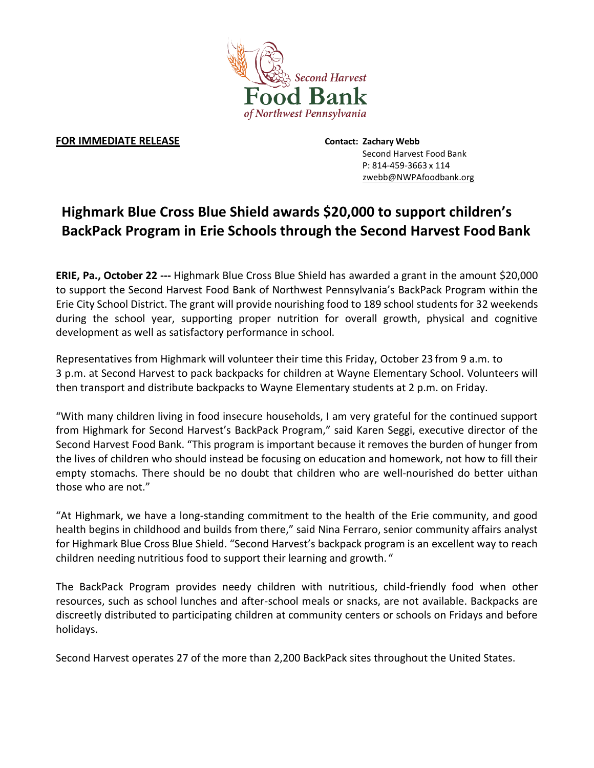Second Harvest
Food Bank
of Northwest Pennsylvania

**FOR IMMEDIATE RELEASE**

**Contact: Zachary Webb**
Second Harvest Food Bank
P: 814-459-3663 x 114
zwebb@NWPAfoodbank.org

# Highmark Blue Cross Blue Shield awards $20,000 to support children's BackPack Program in Erie Schools through the Second Harvest Food Bank

**ERIE, Pa., October 22 ---** Highmark Blue Cross Blue Shield has awarded a grant in the amount $20,000 to support the Second Harvest Food Bank of Northwest Pennsylvania's BackPack Program within the Erie City School District. The grant will provide nourishing food to 189 school students for 32 weekends during the school year, supporting proper nutrition for overall growth, physical and cognitive development as well as satisfactory performance in school.

Representatives from Highmark will volunteer their time this Friday, October 23 from 9 a.m. to 3 p.m. at Second Harvest to pack backpacks for children at Wayne Elementary School. Volunteers will then transport and distribute backpacks to Wayne Elementary students at 2 p.m. on Friday.

"With many children living in food insecure households, I am very grateful for the continued support from Highmark for Second Harvest's BackPack Program," said Karen Seggi, executive director of the Second Harvest Food Bank. "This program is important because it removes the burden of hunger from the lives of children who should instead be focusing on education and homework, not how to fill their empty stomachs. There should be no doubt that children who are well-nourished do better uithan those who are not."

"At Highmark, we have a long-standing commitment to the health of the Erie community, and good health begins in childhood and builds from there," said Nina Ferraro, senior community affairs analyst for Highmark Blue Cross Blue Shield. "Second Harvest's backpack program is an excellent way to reach children needing nutritious food to support their learning and growth. "

The BackPack Program provides needy children with nutritious, child-friendly food when other resources, such as school lunches and after-school meals or snacks, are not available. Backpacks are discreetly distributed to participating children at community centers or schools on Fridays and before holidays.

Second Harvest operates 27 of the more than 2,200 BackPack sites throughout the United States.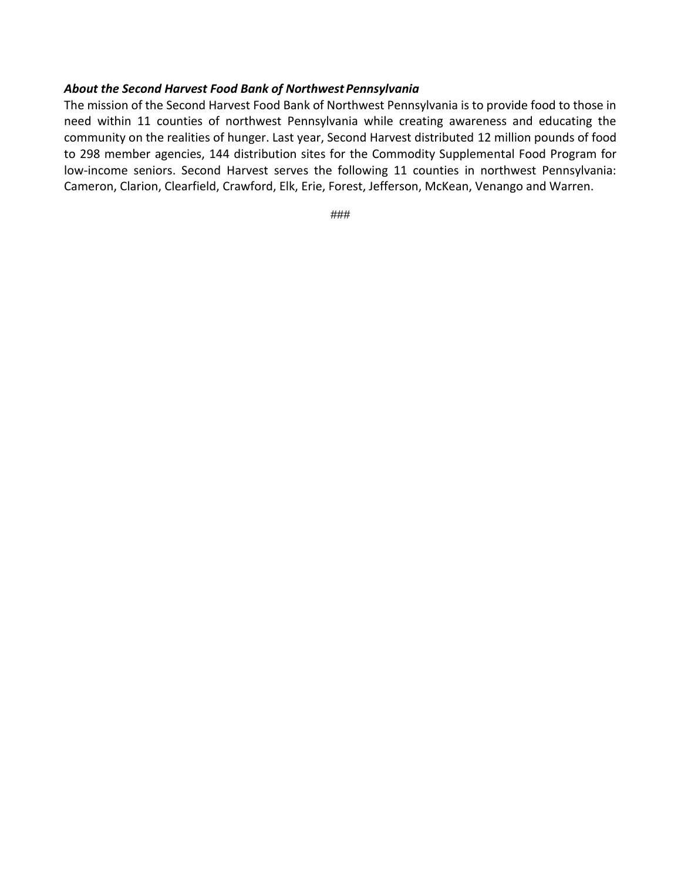***About the Second Harvest Food Bank of Northwest Pennsylvania***

The mission of the Second Harvest Food Bank of Northwest Pennsylvania is to provide food to those in need within 11 counties of northwest Pennsylvania while creating awareness and educating the community on the realities of hunger. Last year, Second Harvest distributed 12 million pounds of food to 298 member agencies, 144 distribution sites for the Commodity Supplemental Food Program for low-income seniors. Second Harvest serves the following 11 counties in northwest Pennsylvania: Cameron, Clarion, Clearfield, Crawford, Elk, Erie, Forest, Jefferson, McKean, Venango and Warren.

###